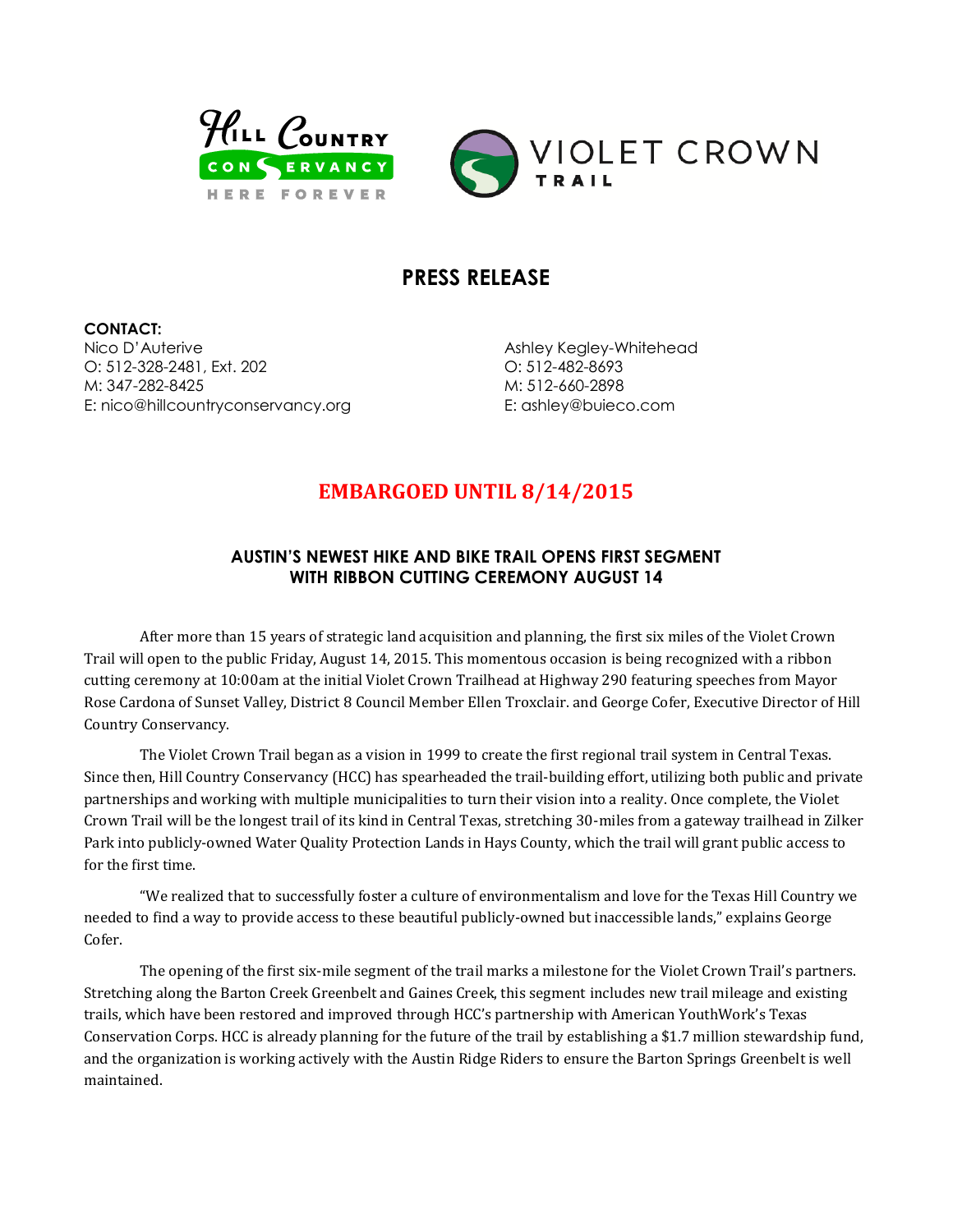# PRESS RELEASE

**CONTACT:**

Nico D'Auterive
O: 512-328-2481, Ext. 202
M: 347-282-8425
E: nico@hillcountryconservancy.org

Ashley Kegley-Whitehead
O: 512-482-8693
M: 512-660-2898
E: ashley@buieco.com

## EMBARGOED UNTIL 8/14/2015

### AUSTIN'S NEWEST HIKE AND BIKE TRAIL OPENS FIRST SEGMENT WITH RIBBON CUTTING CEREMONY AUGUST 14

After more than 15 years of strategic land acquisition and planning, the first six miles of the Violet Crown Trail will open to the public Friday, August 14, 2015. This momentous occasion is being recognized with a ribbon cutting ceremony at 10:00am at the initial Violet Crown Trailhead at Highway 290 featuring speeches from Mayor Rose Cardona of Sunset Valley, District 8 Council Member Ellen Troxclair. and George Cofer, Executive Director of Hill Country Conservancy.

The Violet Crown Trail began as a vision in 1999 to create the first regional trail system in Central Texas. Since then, Hill Country Conservancy (HCC) has spearheaded the trail-building effort, utilizing both public and private partnerships and working with multiple municipalities to turn their vision into a reality. Once complete, the Violet Crown Trail will be the longest trail of its kind in Central Texas, stretching 30-miles from a gateway trailhead in Zilker Park into publicly-owned Water Quality Protection Lands in Hays County, which the trail will grant public access to for the first time.

"We realized that to successfully foster a culture of environmentalism and love for the Texas Hill Country we needed to find a way to provide access to these beautiful publicly-owned but inaccessible lands," explains George Cofer.

The opening of the first six-mile segment of the trail marks a milestone for the Violet Crown Trail's partners. Stretching along the Barton Creek Greenbelt and Gaines Creek, this segment includes new trail mileage and existing trails, which have been restored and improved through HCC's partnership with American YouthWork's Texas Conservation Corps. HCC is already planning for the future of the trail by establishing a $1.7 million stewardship fund, and the organization is working actively with the Austin Ridge Riders to ensure the Barton Springs Greenbelt is well maintained.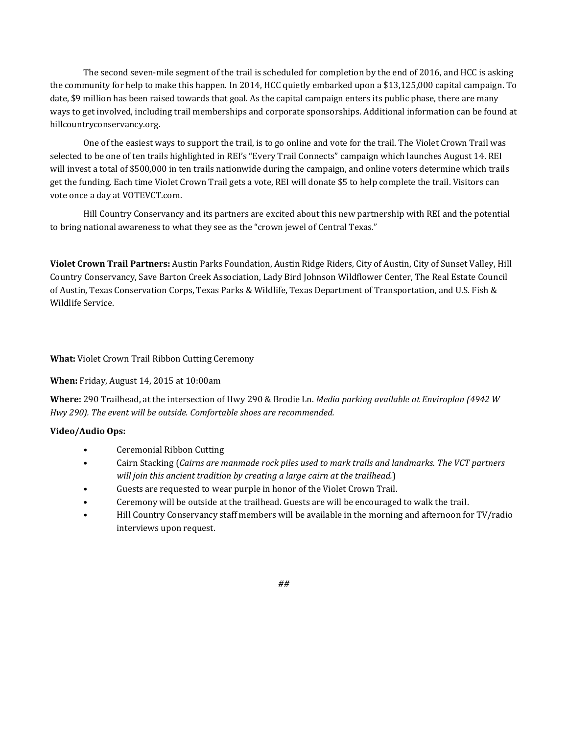The second seven-mile segment of the trail is scheduled for completion by the end of 2016, and HCC is asking the community for help to make this happen. In 2014, HCC quietly embarked upon a $13,125,000 capital campaign. To date, $9 million has been raised towards that goal. As the capital campaign enters its public phase, there are many ways to get involved, including trail memberships and corporate sponsorships. Additional information can be found at hillcountryconservancy.org.

One of the easiest ways to support the trail, is to go online and vote for the trail. The Violet Crown Trail was selected to be one of ten trails highlighted in REI's "Every Trail Connects" campaign which launches August 14. REI will invest a total of $500,000 in ten trails nationwide during the campaign, and online voters determine which trails get the funding. Each time Violet Crown Trail gets a vote, REI will donate $5 to help complete the trail. Visitors can vote once a day at VOTEVCT.com.

Hill Country Conservancy and its partners are excited about this new partnership with REI and the potential to bring national awareness to what they see as the "crown jewel of Central Texas."

**Violet Crown Trail Partners:** Austin Parks Foundation, Austin Ridge Riders, City of Austin, City of Sunset Valley, Hill Country Conservancy, Save Barton Creek Association, Lady Bird Johnson Wildflower Center, The Real Estate Council of Austin, Texas Conservation Corps, Texas Parks & Wildlife, Texas Department of Transportation, and U.S. Fish & Wildlife Service.

**What:** Violet Crown Trail Ribbon Cutting Ceremony

**When:** Friday, August 14, 2015 at 10:00am

**Where:** 290 Trailhead, at the intersection of Hwy 290 & Brodie Ln. *Media parking available at Enviroplan (4942 W Hwy 290). The event will be outside. Comfortable shoes are recommended.*

**Video/Audio Ops:**

- Ceremonial Ribbon Cutting
- Cairn Stacking (*Cairns are manmade rock piles used to mark trails and landmarks. The VCT partners will join this ancient tradition by creating a large cairn at the trailhead.*)
- Guests are requested to wear purple in honor of the Violet Crown Trail.
- Ceremony will be outside at the trailhead. Guests are will be encouraged to walk the trail.
- Hill Country Conservancy staff members will be available in the morning and afternoon for TV/radio interviews upon request.

*##*